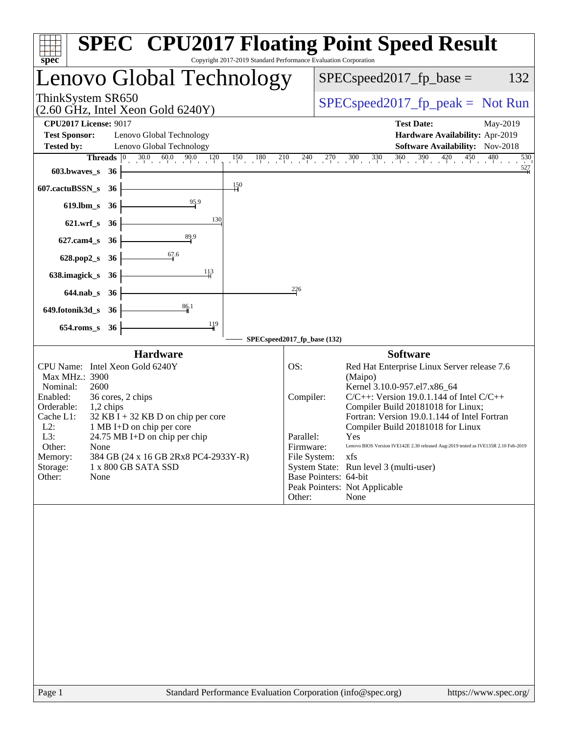# SPEC CPU2017 Floating Point Speed Result

Copyright 2017-2019 Standard Performance Evaluation Corporation

## Lenovo Global Technology

ThinkSystem SR650
(2.60 GHz, Intel Xeon Gold 6240Y)

SPECspeed2017_fp_base = 132

SPECspeed2017_fp_peak = Not Run

| | | | |
|---|---|---|---|
| **CPU2017 License:** | 9017 | **Test Date:** | May-2019 |
| **Test Sponsor:** | Lenovo Global Technology | **Hardware Availability:** | Apr-2019 |
| **Tested by:** | Lenovo Global Technology | **Software Availability:** | Nov-2018 |

| Benchmark | Threads | SPECspeed2017_fp_base (132) |
|---|---|---|
| 603.bwaves_s | 36 | 527 |
| 607.cactuBSSN_s | 36 | 150 |
| 619.lbm_s | 36 | 95.9 |
| 621.wrf_s | 36 | 130 |
| 627.cam4_s | 36 | 89.9 |
| 628.pop2_s | 36 | 67.6 |
| 638.imagick_s | 36 | 113 |
| 644.nab_s | 36 | 226 |
| 649.fotonik3d_s | 36 | 86.1 |
| 654.roms_s | 36 | 119 |

### Hardware

| | |
|---|---|
| CPU Name: | Intel Xeon Gold 6240Y |
| Max MHz.: | 3900 |
| Nominal: | 2600 |
| Enabled: | 36 cores, 2 chips |
| Orderable: | 1,2 chips |
| Cache L1: | 32 KB I + 32 KB D on chip per core |
| L2: | 1 MB I+D on chip per core |
| L3: | 24.75 MB I+D on chip per chip |
| Other: | None |
| Memory: | 384 GB (24 x 16 GB 2Rx8 PC4-2933Y-R) |
| Storage: | 1 x 800 GB SATA SSD |
| Other: | None |

### Software

| | |
|---|---|
| OS: | Red Hat Enterprise Linux Server release 7.6 (Maipo) Kernel 3.10.0-957.el7.x86_64 |
| Compiler: | C/C++: Version 19.0.1.144 of Intel C/C++ Compiler Build 20181018 for Linux; Fortran: Version 19.0.1.144 of Intel Fortran Compiler Build 20181018 for Linux |
| Parallel: | Yes |
| Firmware: | Lenovo BIOS Version IVE142E 2.30 released Aug-2019 tested as IVE135R 2.10 Feb-2019 |
| File System: | xfs |
| System State: | Run level 3 (multi-user) |
| Base Pointers: | 64-bit |
| Peak Pointers: | Not Applicable |
| Other: | None |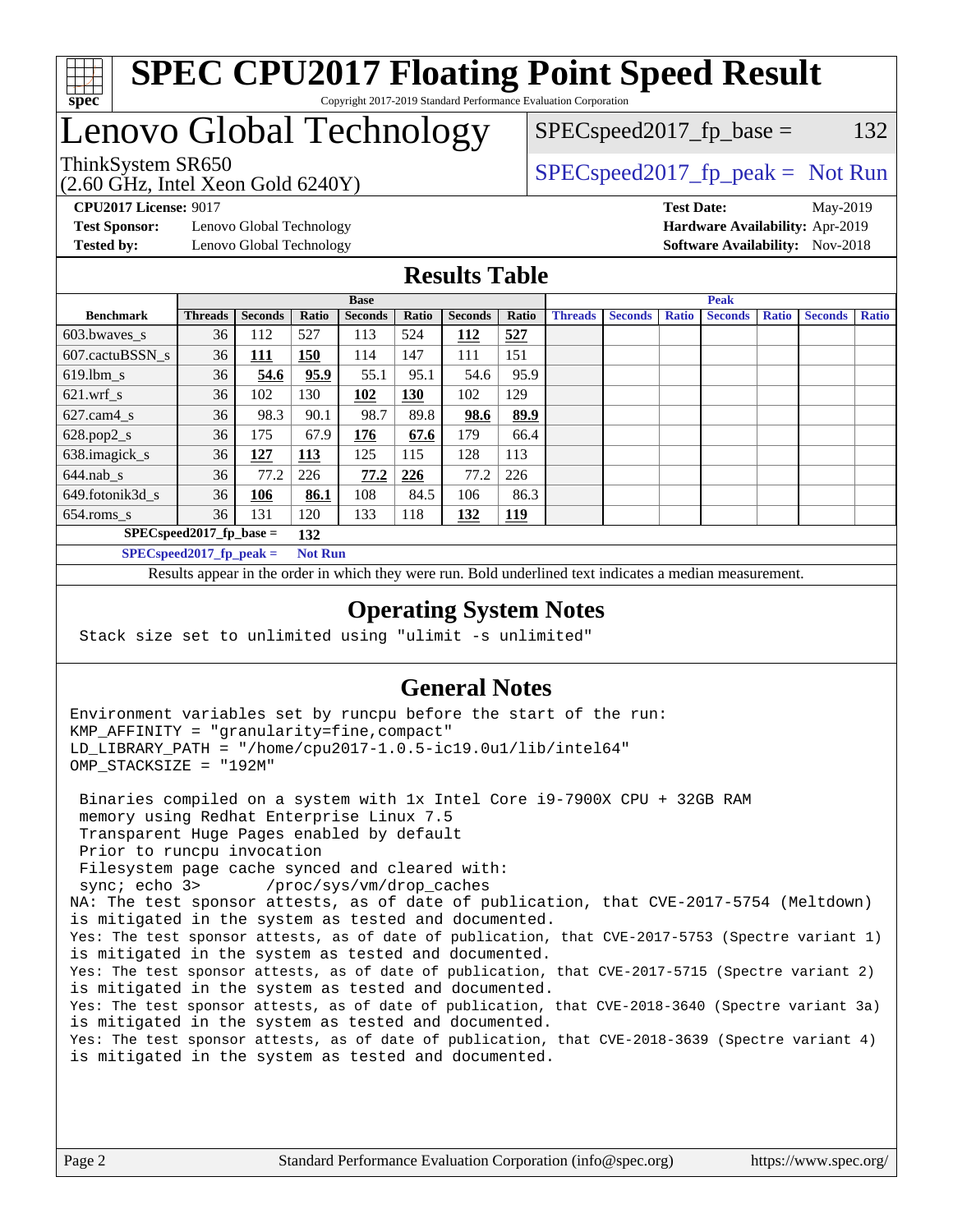# SPEC CPU2017 Floating Point Speed Result

Copyright 2017-2019 Standard Performance Evaluation Corporation

# Lenovo Global Technology

ThinkSystem SR650
(2.60 GHz, Intel Xeon Gold 6240Y)

SPECspeed2017_fp_base = 132

SPECspeed2017_fp_peak = Not Run

**CPU2017 License:** 9017
**Test Sponsor:** Lenovo Global Technology
**Tested by:** Lenovo Global Technology

**Test Date:** May-2019
**Hardware Availability:** Apr-2019
**Software Availability:** Nov-2018

## Results Table

| | Base | | | | | | | Peak | | | | | | |
|---|---|---|---|---|---|---|---|---|---|---|---|---|---|---|
| **Benchmark** | **Threads** | **Seconds** | **Ratio** | **Seconds** | **Ratio** | **Seconds** | **Ratio** | **Threads** | **Seconds** | **Ratio** | **Seconds** | **Ratio** | **Seconds** | **Ratio** |
| 603.bwaves_s | 36 | 112 | 527 | 113 | 524 | **112** | **527** | | | | | | | |
| 607.cactuBSSN_s | 36 | **111** | **150** | 114 | 147 | 111 | 151 | | | | | | | |
| 619.lbm_s | 36 | **54.6** | **95.9** | 55.1 | 95.1 | 54.6 | 95.9 | | | | | | | |
| 621.wrf_s | 36 | 102 | 130 | **102** | **130** | 102 | 129 | | | | | | | |
| 627.cam4_s | 36 | 98.3 | 90.1 | 98.7 | 89.8 | **98.6** | **89.9** | | | | | | | |
| 628.pop2_s | 36 | 175 | 67.9 | **176** | **67.6** | 179 | 66.4 | | | | | | | |
| 638.imagick_s | 36 | **127** | **113** | 125 | 115 | 128 | 113 | | | | | | | |
| 644.nab_s | 36 | 77.2 | 226 | **77.2** | **226** | 77.2 | 226 | | | | | | | |
| 649.fotonik3d_s | 36 | **106** | **86.1** | 108 | 84.5 | 106 | 86.3 | | | | | | | |
| 654.roms_s | 36 | 131 | 120 | 133 | 118 | **132** | **119** | | | | | | | |

**SPECspeed2017_fp_base =** **132**

**SPECspeed2017_fp_peak =** **Not Run**

Results appear in the order in which they were run. Bold underlined text indicates a median measurement.

## Operating System Notes

```
Stack size set to unlimited using "ulimit -s unlimited"
```

## General Notes

```
Environment variables set by runcpu before the start of the run:
KMP_AFFINITY = "granularity=fine,compact"
LD_LIBRARY_PATH = "/home/cpu2017-1.0.5-ic19.0u1/lib/intel64"
OMP_STACKSIZE = "192M"

 Binaries compiled on a system with 1x Intel Core i9-7900X CPU + 32GB RAM
 memory using Redhat Enterprise Linux 7.5
 Transparent Huge Pages enabled by default
 Prior to runcpu invocation
 Filesystem page cache synced and cleared with:
 sync; echo 3>       /proc/sys/vm/drop_caches
NA: The test sponsor attests, as of date of publication, that CVE-2017-5754 (Meltdown)
is mitigated in the system as tested and documented.
Yes: The test sponsor attests, as of date of publication, that CVE-2017-5753 (Spectre variant 1)
is mitigated in the system as tested and documented.
Yes: The test sponsor attests, as of date of publication, that CVE-2017-5715 (Spectre variant 2)
is mitigated in the system as tested and documented.
Yes: The test sponsor attests, as of date of publication, that CVE-2018-3640 (Spectre variant 3a)
is mitigated in the system as tested and documented.
Yes: The test sponsor attests, as of date of publication, that CVE-2018-3639 (Spectre variant 4)
is mitigated in the system as tested and documented.
```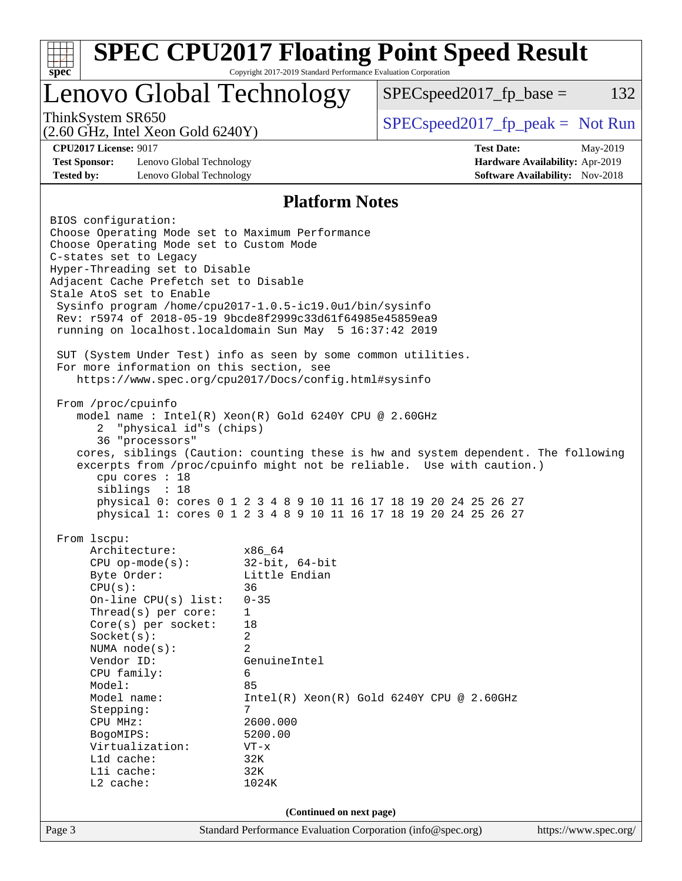# SPEC CPU2017 Floating Point Speed Result

Copyright 2017-2019 Standard Performance Evaluation Corporation

## Lenovo Global Technology

ThinkSystem SR650
(2.60 GHz, Intel Xeon Gold 6240Y)

SPECspeed2017_fp_base = 132

SPECspeed2017_fp_peak = Not Run

**CPU2017 License:** 9017
**Test Sponsor:** Lenovo Global Technology
**Tested by:** Lenovo Global Technology

**Test Date:** May-2019
**Hardware Availability:** Apr-2019
**Software Availability:** Nov-2018

### Platform Notes

```
BIOS configuration:
Choose Operating Mode set to Maximum Performance
Choose Operating Mode set to Custom Mode
C-states set to Legacy
Hyper-Threading set to Disable
Adjacent Cache Prefetch set to Disable
Stale AtoS set to Enable
 Sysinfo program /home/cpu2017-1.0.5-ic19.0u1/bin/sysinfo
 Rev: r5974 of 2018-05-19 9bcde8f2999c33d61f64985e45859ea9
 running on localhost.localdomain Sun May  5 16:37:42 2019

 SUT (System Under Test) info as seen by some common utilities.
 For more information on this section, see
    https://www.spec.org/cpu2017/Docs/config.html#sysinfo

 From /proc/cpuinfo
    model name : Intel(R) Xeon(R) Gold 6240Y CPU @ 2.60GHz
       2  "physical id"s (chips)
       36 "processors"
    cores, siblings (Caution: counting these is hw and system dependent. The following
    excerpts from /proc/cpuinfo might not be reliable.  Use with caution.)
       cpu cores : 18
       siblings  : 18
       physical 0: cores 0 1 2 3 4 8 9 10 11 16 17 18 19 20 24 25 26 27
       physical 1: cores 0 1 2 3 4 8 9 10 11 16 17 18 19 20 24 25 26 27

 From lscpu:
      Architecture:          x86_64
      CPU op-mode(s):        32-bit, 64-bit
      Byte Order:            Little Endian
      CPU(s):                36
      On-line CPU(s) list:   0-35
      Thread(s) per core:    1
      Core(s) per socket:    18
      Socket(s):             2
      NUMA node(s):          2
      Vendor ID:             GenuineIntel
      CPU family:            6
      Model:                 85
      Model name:            Intel(R) Xeon(R) Gold 6240Y CPU @ 2.60GHz
      Stepping:              7
      CPU MHz:               2600.000
      BogoMIPS:              5200.00
      Virtualization:        VT-x
      L1d cache:             32K
      L1i cache:             32K
      L2 cache:              1024K
```

**(Continued on next page)**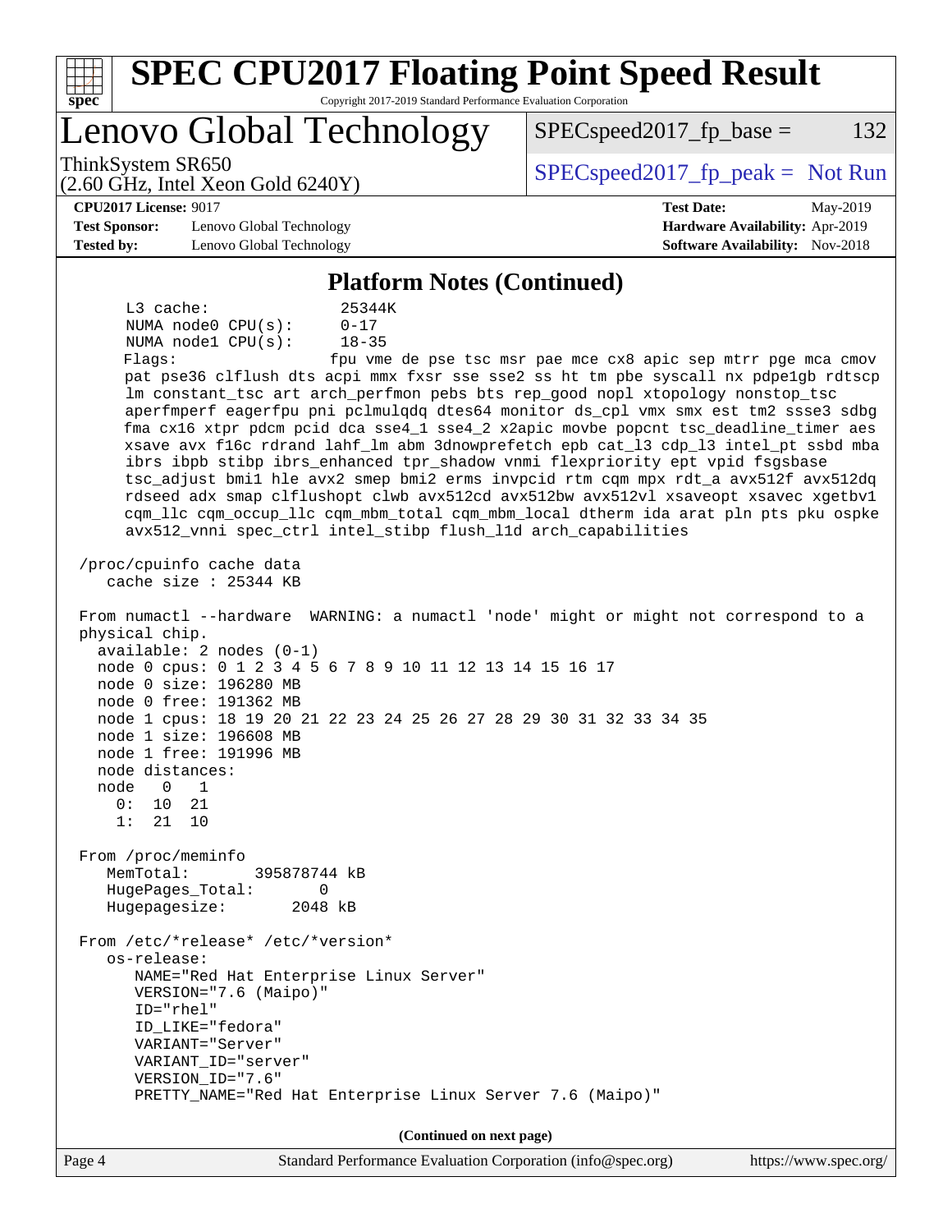## Platform Notes (Continued)

```
     L3 cache:              25344K
     NUMA node0 CPU(s):     0-17
     NUMA node1 CPU(s):     18-35
     Flags:                 fpu vme de pse tsc msr pae mce cx8 apic sep mtrr pge mca cmov
     pat pse36 clflush dts acpi mmx fxsr sse sse2 ss ht tm pbe syscall nx pdpe1gb rdtscp
     lm constant_tsc art arch_perfmon pebs bts rep_good nopl xtopology nonstop_tsc
     aperfmperf eagerfpu pni pclmulqdq dtes64 monitor ds_cpl vmx smx est tm2 ssse3 sdbg
     fma cx16 xtpr pdcm pcid dca sse4_1 sse4_2 x2apic movbe popcnt tsc_deadline_timer aes
     xsave avx f16c rdrand lahf_lm abm 3dnowprefetch epb cat_l3 cdp_l3 intel_pt ssbd mba
     ibrs ibpb stibp ibrs_enhanced tpr_shadow vnmi flexpriority ept vpid fsgsbase
     tsc_adjust bmi1 hle avx2 smep bmi2 erms invpcid rtm cqm mpx rdt_a avx512f avx512dq
     rdseed adx smap clflushopt clwb avx512cd avx512bw avx512vl xsaveopt xsavec xgetbv1
     cqm_llc cqm_occup_llc cqm_mbm_total cqm_mbm_local dtherm ida arat pln pts pku ospke
     avx512_vnni spec_ctrl intel_stibp flush_l1d arch_capabilities

 /proc/cpuinfo cache data
    cache size : 25344 KB

 From numactl --hardware  WARNING: a numactl 'node' might or might not correspond to a
 physical chip.
   available: 2 nodes (0-1)
   node 0 cpus: 0 1 2 3 4 5 6 7 8 9 10 11 12 13 14 15 16 17
   node 0 size: 196280 MB
   node 0 free: 191362 MB
   node 1 cpus: 18 19 20 21 22 23 24 25 26 27 28 29 30 31 32 33 34 35
   node 1 size: 196608 MB
   node 1 free: 191996 MB
   node distances:
   node   0   1
     0:  10  21
     1:  21  10

 From /proc/meminfo
    MemTotal:       395878744 kB
    HugePages_Total:       0
    Hugepagesize:       2048 kB

 From /etc/*release* /etc/*version*
    os-release:
       NAME="Red Hat Enterprise Linux Server"
       VERSION="7.6 (Maipo)"
       ID="rhel"
       ID_LIKE="fedora"
       VARIANT="Server"
       VARIANT_ID="server"
       VERSION_ID="7.6"
       PRETTY_NAME="Red Hat Enterprise Linux Server 7.6 (Maipo)"
```

(Continued on next page)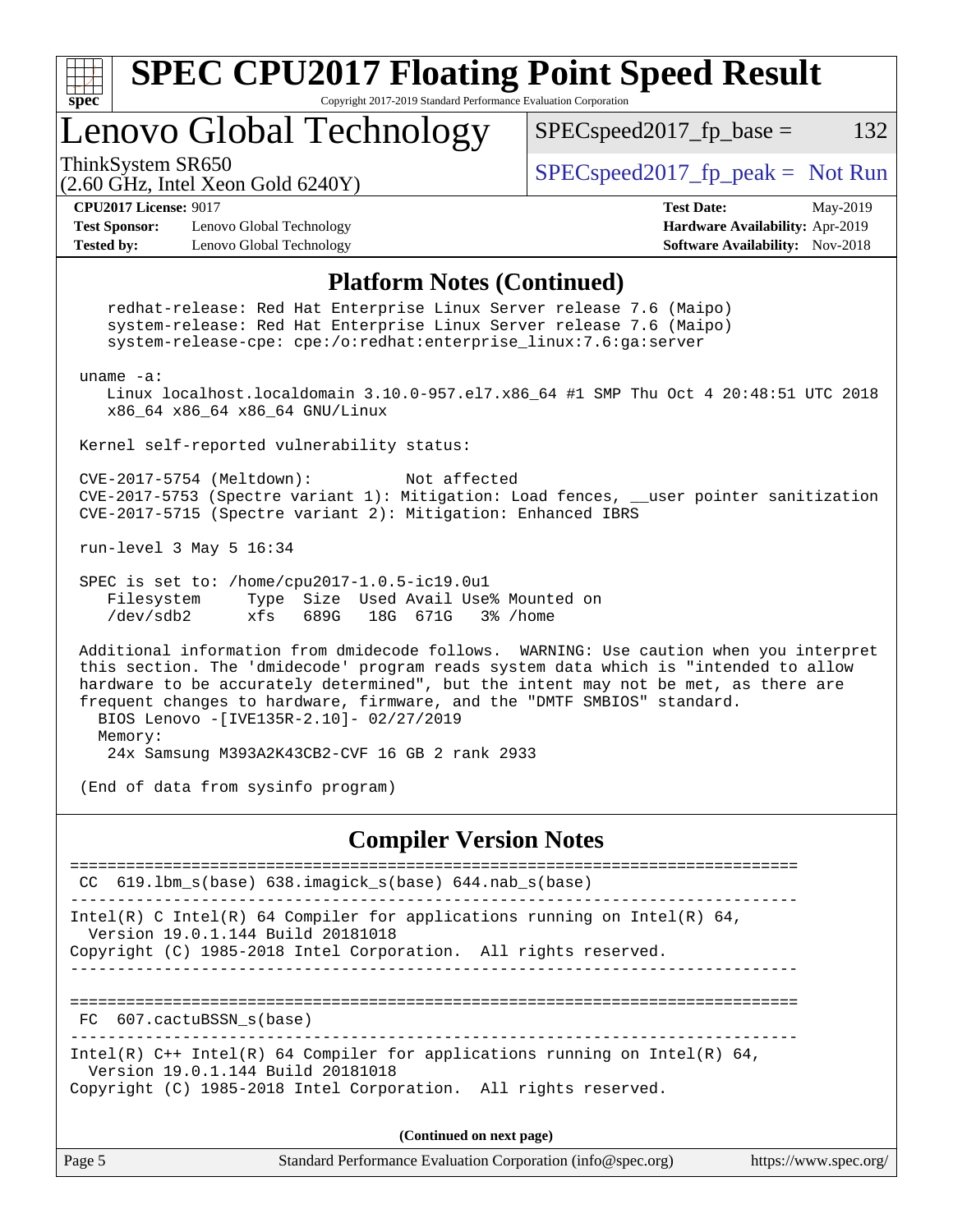## Platform Notes (Continued)

```
   redhat-release: Red Hat Enterprise Linux Server release 7.6 (Maipo)
   system-release: Red Hat Enterprise Linux Server release 7.6 (Maipo)
   system-release-cpe: cpe:/o:redhat:enterprise_linux:7.6:ga:server

uname -a:
   Linux localhost.localdomain 3.10.0-957.el7.x86_64 #1 SMP Thu Oct 4 20:48:51 UTC 2018
   x86_64 x86_64 x86_64 GNU/Linux

Kernel self-reported vulnerability status:

CVE-2017-5754 (Meltdown):          Not affected
CVE-2017-5753 (Spectre variant 1): Mitigation: Load fences, __user pointer sanitization
CVE-2017-5715 (Spectre variant 2): Mitigation: Enhanced IBRS

run-level 3 May 5 16:34

SPEC is set to: /home/cpu2017-1.0.5-ic19.0u1
   Filesystem     Type  Size  Used Avail Use% Mounted on
   /dev/sdb2      xfs   689G   18G  671G   3% /home

Additional information from dmidecode follows.  WARNING: Use caution when you interpret
this section. The 'dmidecode' program reads system data which is "intended to allow
hardware to be accurately determined", but the intent may not be met, as there are
frequent changes to hardware, firmware, and the "DMTF SMBIOS" standard.
  BIOS Lenovo -[IVE135R-2.10]- 02/27/2019
  Memory:
   24x Samsung M393A2K43CB2-CVF 16 GB 2 rank 2933

(End of data from sysinfo program)
```

## Compiler Version Notes

```
==============================================================================
 CC  619.lbm_s(base) 638.imagick_s(base) 644.nab_s(base)
------------------------------------------------------------------------------
Intel(R) C Intel(R) 64 Compiler for applications running on Intel(R) 64,
  Version 19.0.1.144 Build 20181018
Copyright (C) 1985-2018 Intel Corporation.  All rights reserved.
------------------------------------------------------------------------------

==============================================================================
 FC  607.cactuBSSN_s(base)
------------------------------------------------------------------------------
Intel(R) C++ Intel(R) 64 Compiler for applications running on Intel(R) 64,
  Version 19.0.1.144 Build 20181018
Copyright (C) 1985-2018 Intel Corporation.  All rights reserved.
```

**(Continued on next page)**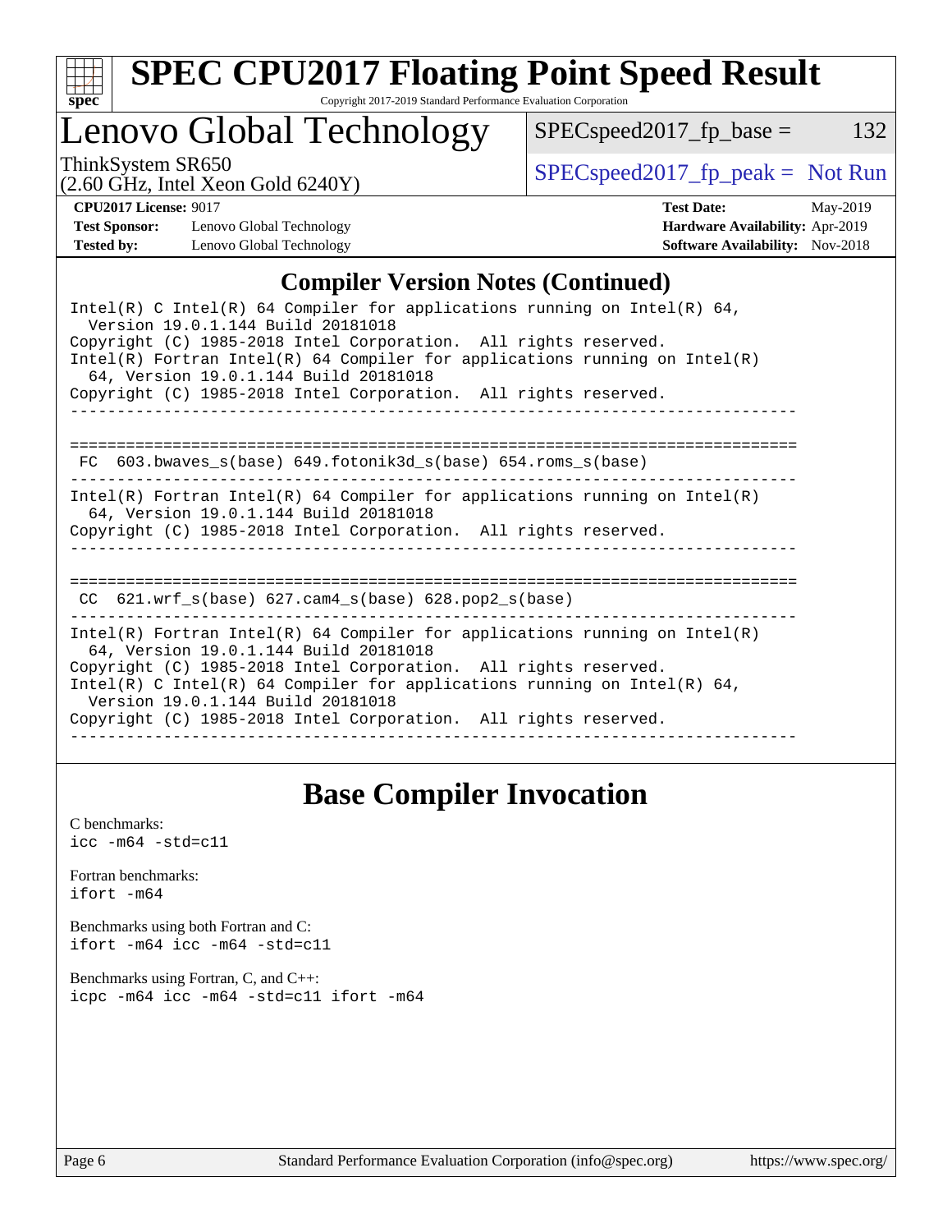# SPEC CPU2017 Floating Point Speed Result

Copyright 2017-2019 Standard Performance Evaluation Corporation

## Lenovo Global Technology

ThinkSystem SR650
(2.60 GHz, Intel Xeon Gold 6240Y)

SPECspeed2017_fp_base = 132

SPECspeed2017_fp_peak = Not Run

**CPU2017 License:** 9017
**Test Sponsor:** Lenovo Global Technology
**Tested by:** Lenovo Global Technology

**Test Date:** May-2019
**Hardware Availability:** Apr-2019
**Software Availability:** Nov-2018

## Compiler Version Notes (Continued)

```
Intel(R) C Intel(R) 64 Compiler for applications running on Intel(R) 64,
  Version 19.0.1.144 Build 20181018
Copyright (C) 1985-2018 Intel Corporation.  All rights reserved.
Intel(R) Fortran Intel(R) 64 Compiler for applications running on Intel(R)
  64, Version 19.0.1.144 Build 20181018
Copyright (C) 1985-2018 Intel Corporation.  All rights reserved.
------------------------------------------------------------------------------

==============================================================================
 FC  603.bwaves_s(base) 649.fotonik3d_s(base) 654.roms_s(base)
------------------------------------------------------------------------------
Intel(R) Fortran Intel(R) 64 Compiler for applications running on Intel(R)
  64, Version 19.0.1.144 Build 20181018
Copyright (C) 1985-2018 Intel Corporation.  All rights reserved.
------------------------------------------------------------------------------

==============================================================================
 CC  621.wrf_s(base) 627.cam4_s(base) 628.pop2_s(base)
------------------------------------------------------------------------------
Intel(R) Fortran Intel(R) 64 Compiler for applications running on Intel(R)
  64, Version 19.0.1.144 Build 20181018
Copyright (C) 1985-2018 Intel Corporation.  All rights reserved.
Intel(R) C Intel(R) 64 Compiler for applications running on Intel(R) 64,
  Version 19.0.1.144 Build 20181018
Copyright (C) 1985-2018 Intel Corporation.  All rights reserved.
------------------------------------------------------------------------------
```

## Base Compiler Invocation

C benchmarks:
`icc -m64 -std=c11`

Fortran benchmarks:
`ifort -m64`

Benchmarks using both Fortran and C:
`ifort -m64 icc -m64 -std=c11`

Benchmarks using Fortran, C, and C++:
`icpc -m64 icc -m64 -std=c11 ifort -m64`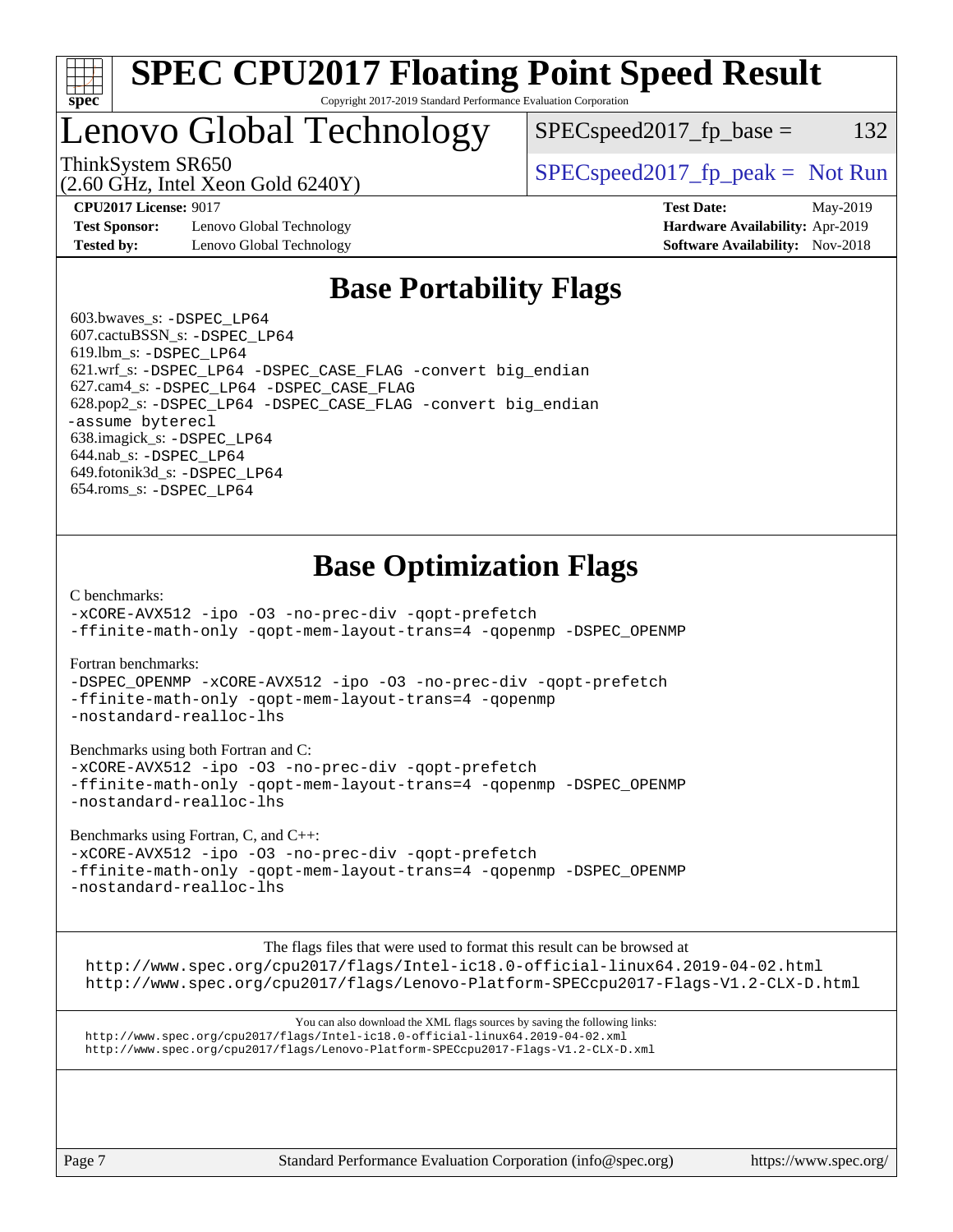# SPEC CPU2017 Floating Point Speed Result

Copyright 2017-2019 Standard Performance Evaluation Corporation

## Lenovo Global Technology

ThinkSystem SR650
(2.60 GHz, Intel Xeon Gold 6240Y)

SPECspeed2017_fp_base = 132

SPECspeed2017_fp_peak = Not Run

**CPU2017 License:** 9017
**Test Sponsor:** Lenovo Global Technology
**Tested by:** Lenovo Global Technology

**Test Date:** May-2019
**Hardware Availability:** Apr-2019
**Software Availability:** Nov-2018

## Base Portability Flags

603.bwaves_s: `-DSPEC_LP64`
607.cactuBSSN_s: `-DSPEC_LP64`
619.lbm_s: `-DSPEC_LP64`
621.wrf_s: `-DSPEC_LP64 -DSPEC_CASE_FLAG -convert big_endian`
627.cam4_s: `-DSPEC_LP64 -DSPEC_CASE_FLAG`
628.pop2_s: `-DSPEC_LP64 -DSPEC_CASE_FLAG -convert big_endian -assume byterecl`
638.imagick_s: `-DSPEC_LP64`
644.nab_s: `-DSPEC_LP64`
649.fotonik3d_s: `-DSPEC_LP64`
654.roms_s: `-DSPEC_LP64`

## Base Optimization Flags

C benchmarks:

```
-xCORE-AVX512 -ipo -O3 -no-prec-div -qopt-prefetch
-ffinite-math-only -qopt-mem-layout-trans=4 -qopenmp -DSPEC_OPENMP
```

Fortran benchmarks:

```
-DSPEC_OPENMP -xCORE-AVX512 -ipo -O3 -no-prec-div -qopt-prefetch
-ffinite-math-only -qopt-mem-layout-trans=4 -qopenmp
-nostandard-realloc-lhs
```

Benchmarks using both Fortran and C:

```
-xCORE-AVX512 -ipo -O3 -no-prec-div -qopt-prefetch
-ffinite-math-only -qopt-mem-layout-trans=4 -qopenmp -DSPEC_OPENMP
-nostandard-realloc-lhs
```

Benchmarks using Fortran, C, and C++:

```
-xCORE-AVX512 -ipo -O3 -no-prec-div -qopt-prefetch
-ffinite-math-only -qopt-mem-layout-trans=4 -qopenmp -DSPEC_OPENMP
-nostandard-realloc-lhs
```

The flags files that were used to format this result can be browsed at
http://www.spec.org/cpu2017/flags/Intel-ic18.0-official-linux64.2019-04-02.html
http://www.spec.org/cpu2017/flags/Lenovo-Platform-SPECcpu2017-Flags-V1.2-CLX-D.html

You can also download the XML flags sources by saving the following links:
http://www.spec.org/cpu2017/flags/Intel-ic18.0-official-linux64.2019-04-02.xml
http://www.spec.org/cpu2017/flags/Lenovo-Platform-SPECcpu2017-Flags-V1.2-CLX-D.xml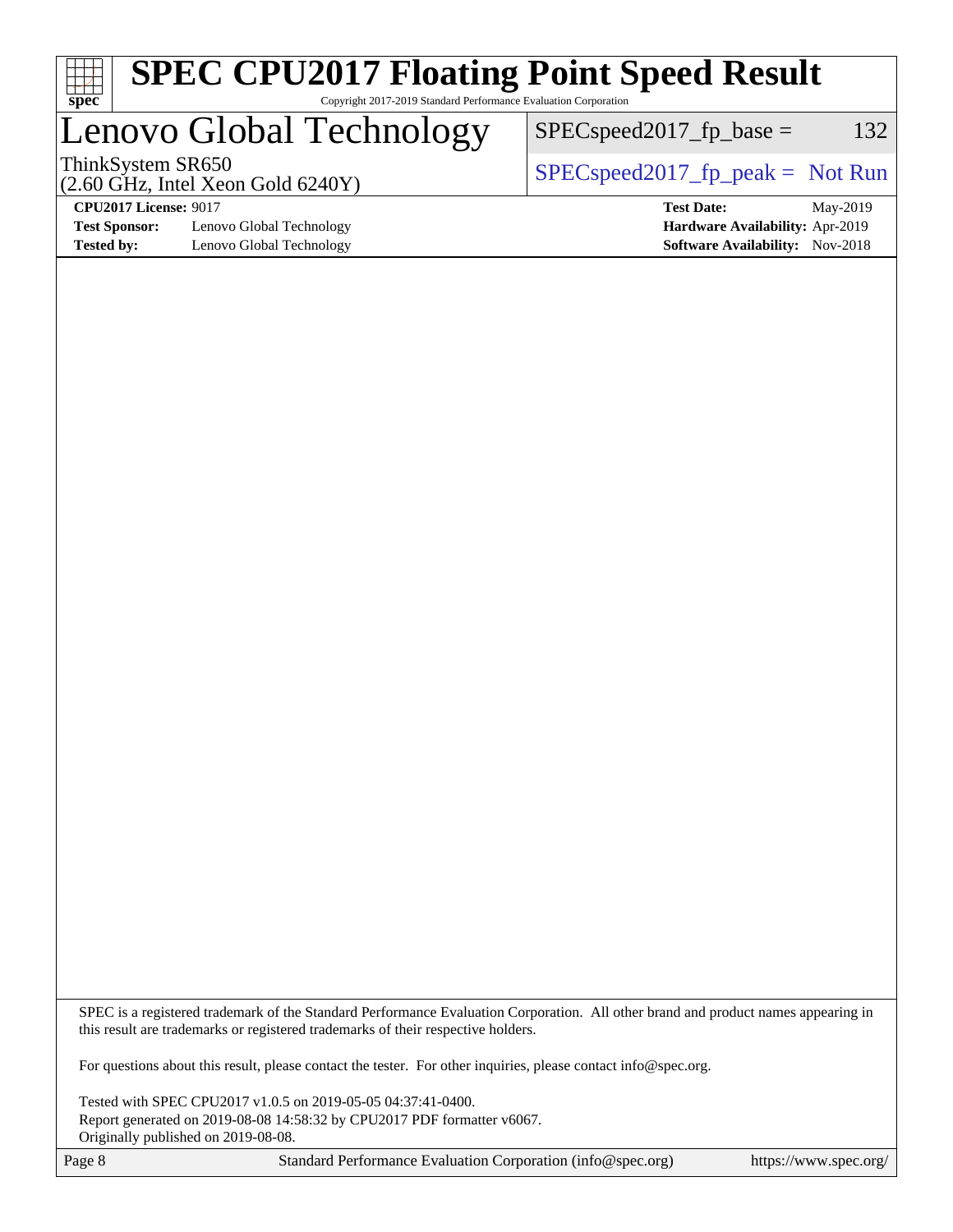# SPEC CPU2017 Floating Point Speed Result

Copyright 2017-2019 Standard Performance Evaluation Corporation

## Lenovo Global Technology

ThinkSystem SR650
(2.60 GHz, Intel Xeon Gold 6240Y)

SPECspeed2017_fp_base = 132

SPECspeed2017_fp_peak = Not Run

**CPU2017 License:** 9017
**Test Sponsor:** Lenovo Global Technology
**Tested by:** Lenovo Global Technology

**Test Date:** May-2019
**Hardware Availability:** Apr-2019
**Software Availability:** Nov-2018

SPEC is a registered trademark of the Standard Performance Evaluation Corporation. All other brand and product names appearing in this result are trademarks or registered trademarks of their respective holders.

For questions about this result, please contact the tester. For other inquiries, please contact info@spec.org.

Tested with SPEC CPU2017 v1.0.5 on 2019-05-05 04:37:41-0400.
Report generated on 2019-08-08 14:58:32 by CPU2017 PDF formatter v6067.
Originally published on 2019-08-08.